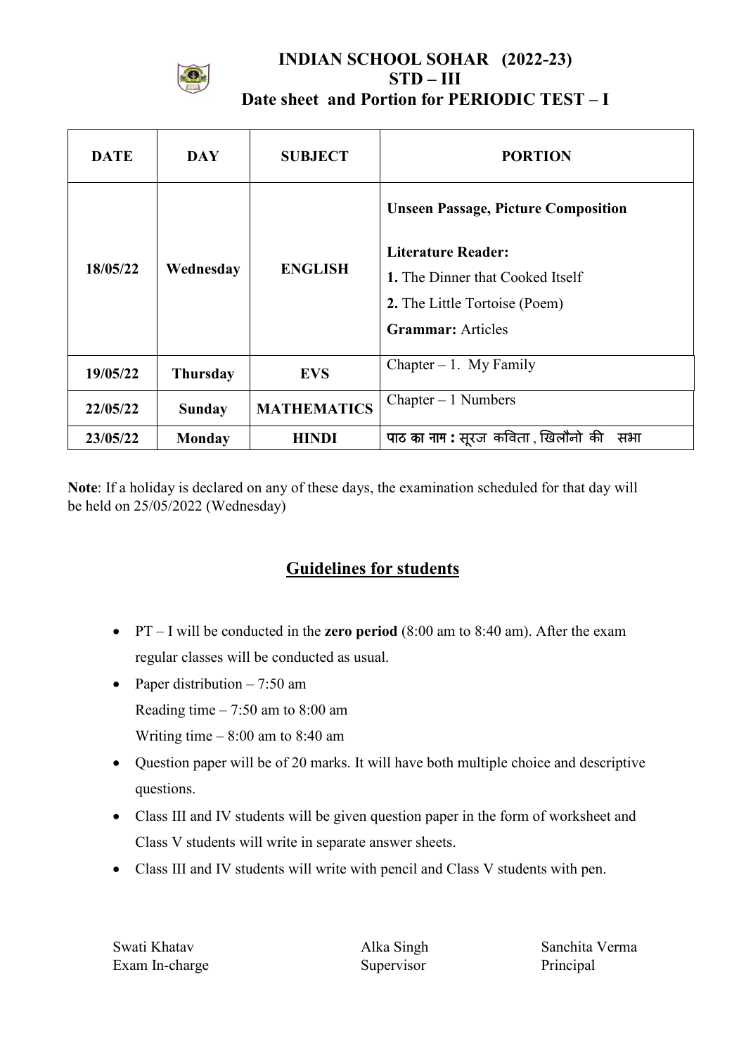# INDIAN SCHOOL SOHAR (2022-23)
## STD – III
## Date sheet and Portion for PERIODIC TEST – I

| DATE | DAY | SUBJECT | PORTION |
|---|---|---|---|
| 18/05/22 | Wednesday | ENGLISH | **Unseen Passage, Picture Composition**<br><br>**Literature Reader:**<br>**1.** The Dinner that Cooked Itself<br>**2.** The Little Tortoise (Poem)<br>**Grammar:** Articles |
| 19/05/22 | Thursday | EVS | Chapter – 1. My Family |
| 22/05/22 | Sunday | MATHEMATICS | Chapter – 1 Numbers |
| 23/05/22 | Monday | HINDI | **पाठ का नाम :** सूरज कविता , खिलौनो की सभा |

**Note**: If a holiday is declared on any of these days, the examination scheduled for that day will be held on 25/05/2022 (Wednesday)

## Guidelines for students

- PT – I will be conducted in the **zero period** (8:00 am to 8:40 am). After the exam regular classes will be conducted as usual.
- Paper distribution – 7:50 am
  Reading time – 7:50 am to 8:00 am
  Writing time – 8:00 am to 8:40 am
- Question paper will be of 20 marks. It will have both multiple choice and descriptive questions.
- Class III and IV students will be given question paper in the form of worksheet and Class V students will write in separate answer sheets.
- Class III and IV students will write with pencil and Class V students with pen.

Swati Khatav
Exam In-charge

Alka Singh
Supervisor

Sanchita Verma
Principal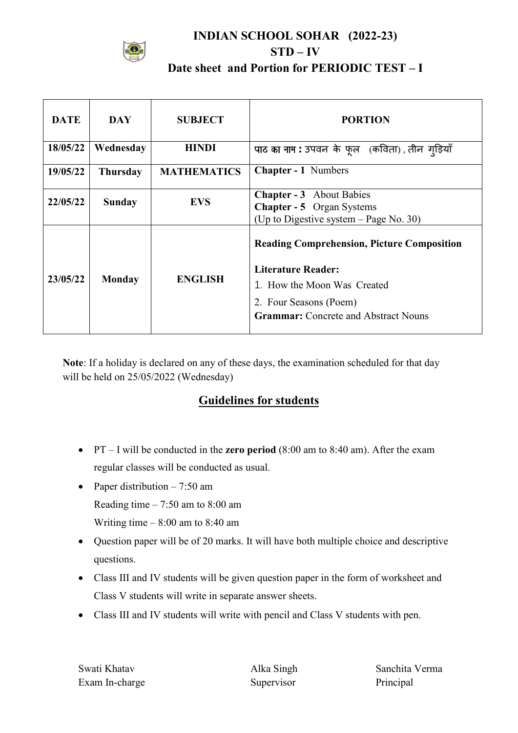# INDIAN SCHOOL SOHAR (2022-23)

## STD – IV

## Date sheet and Portion for PERIODIC TEST – I

| DATE | DAY | SUBJECT | PORTION |
|---|---|---|---|
| 18/05/22 | Wednesday | HINDI | **पाठ का नाम :** उपवन के फूल (कविता) , तीन गुड़ियाँ |
| 19/05/22 | Thursday | MATHEMATICS | **Chapter - 1** Numbers |
| 22/05/22 | Sunday | EVS | **Chapter - 3** About Babies<br>**Chapter - 5** Organ Systems<br>(Up to Digestive system – Page No. 30) |
| 23/05/22 | Monday | ENGLISH | **Reading Comprehension, Picture Composition**<br><br>**Literature Reader:**<br>1. How the Moon Was Created<br>2. Four Seasons (Poem)<br>**Grammar:** Concrete and Abstract Nouns |

**Note**: If a holiday is declared on any of these days, the examination scheduled for that day will be held on 25/05/2022 (Wednesday)

## Guidelines for students

- PT – I will be conducted in the **zero period** (8:00 am to 8:40 am). After the exam regular classes will be conducted as usual.
- Paper distribution – 7:50 am
  Reading time – 7:50 am to 8:00 am
  Writing time – 8:00 am to 8:40 am
- Question paper will be of 20 marks. It will have both multiple choice and descriptive questions.
- Class III and IV students will be given question paper in the form of worksheet and Class V students will write in separate answer sheets.
- Class III and IV students will write with pencil and Class V students with pen.

Swati Khatav
Exam In-charge

Alka Singh
Supervisor

Sanchita Verma
Principal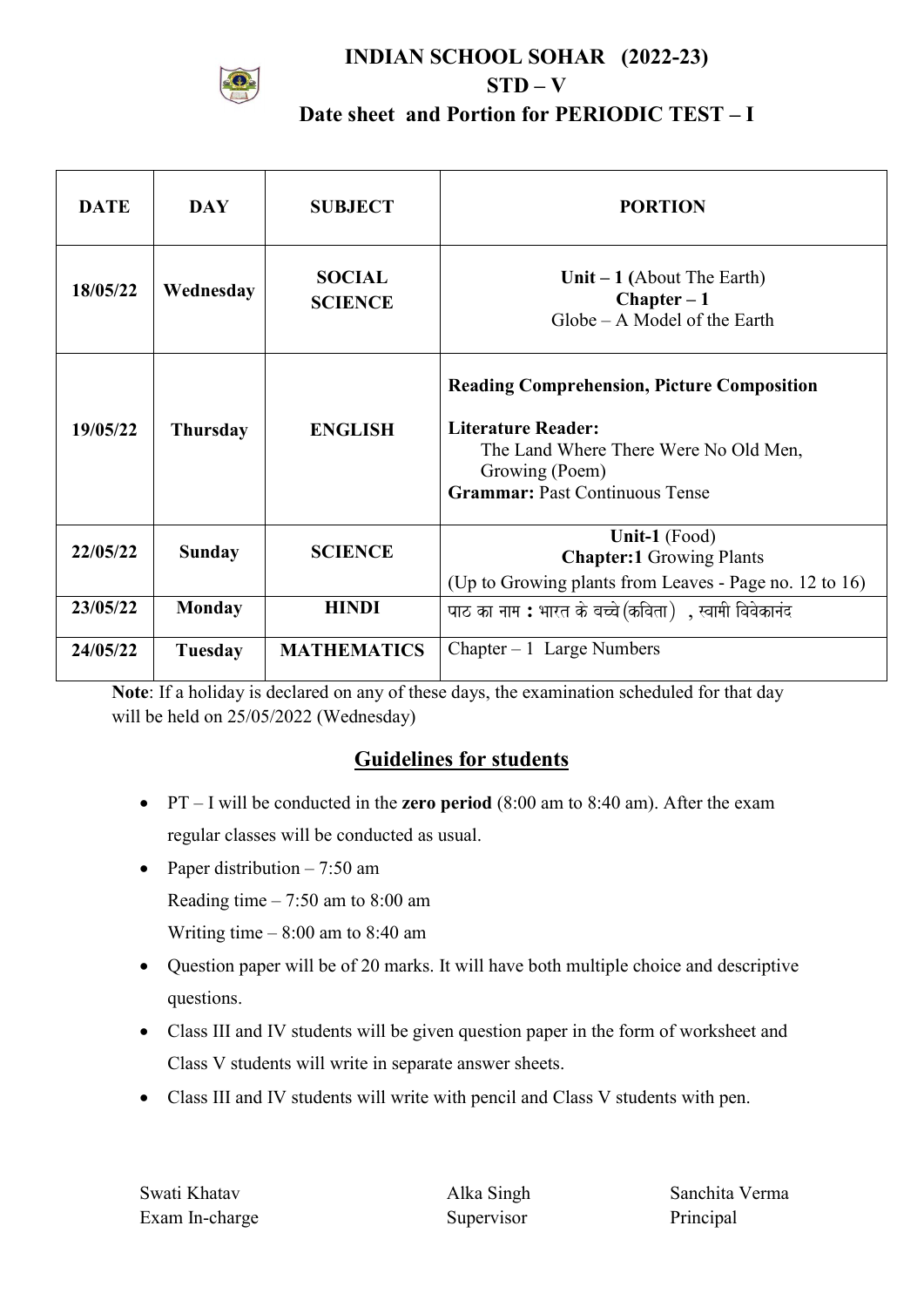# INDIAN SCHOOL SOHAR (2022-23)

## STD – V

## Date sheet and Portion for PERIODIC TEST – I

| DATE | DAY | SUBJECT | PORTION |
|---|---|---|---|
| 18/05/22 | Wednesday | SOCIAL SCIENCE | **Unit – 1 (**About The Earth) **Chapter – 1** Globe – A Model of the Earth |
| 19/05/22 | Thursday | ENGLISH | **Reading Comprehension, Picture Composition** **Literature Reader:** The Land Where There Were No Old Men, Growing (Poem) **Grammar:** Past Continuous Tense |
| 22/05/22 | Sunday | SCIENCE | **Unit-1** (Food) **Chapter:1** Growing Plants (Up to Growing plants from Leaves - Page no. 12 to 16) |
| 23/05/22 | Monday | HINDI | पाठ का नाम **:** भारत के बच्चे (कविता) , स्वामी विवेकानंद |
| 24/05/22 | Tuesday | MATHEMATICS | Chapter – 1 Large Numbers |

**Note**: If a holiday is declared on any of these days, the examination scheduled for that day will be held on 25/05/2022 (Wednesday)

## Guidelines for students

- PT – I will be conducted in the **zero period** (8:00 am to 8:40 am). After the exam regular classes will be conducted as usual.
- Paper distribution – 7:50 am
  Reading time – 7:50 am to 8:00 am
  Writing time – 8:00 am to 8:40 am
- Question paper will be of 20 marks. It will have both multiple choice and descriptive questions.
- Class III and IV students will be given question paper in the form of worksheet and Class V students will write in separate answer sheets.
- Class III and IV students will write with pencil and Class V students with pen.

Swati Khatav
Exam In-charge

Alka Singh
Supervisor

Sanchita Verma
Principal